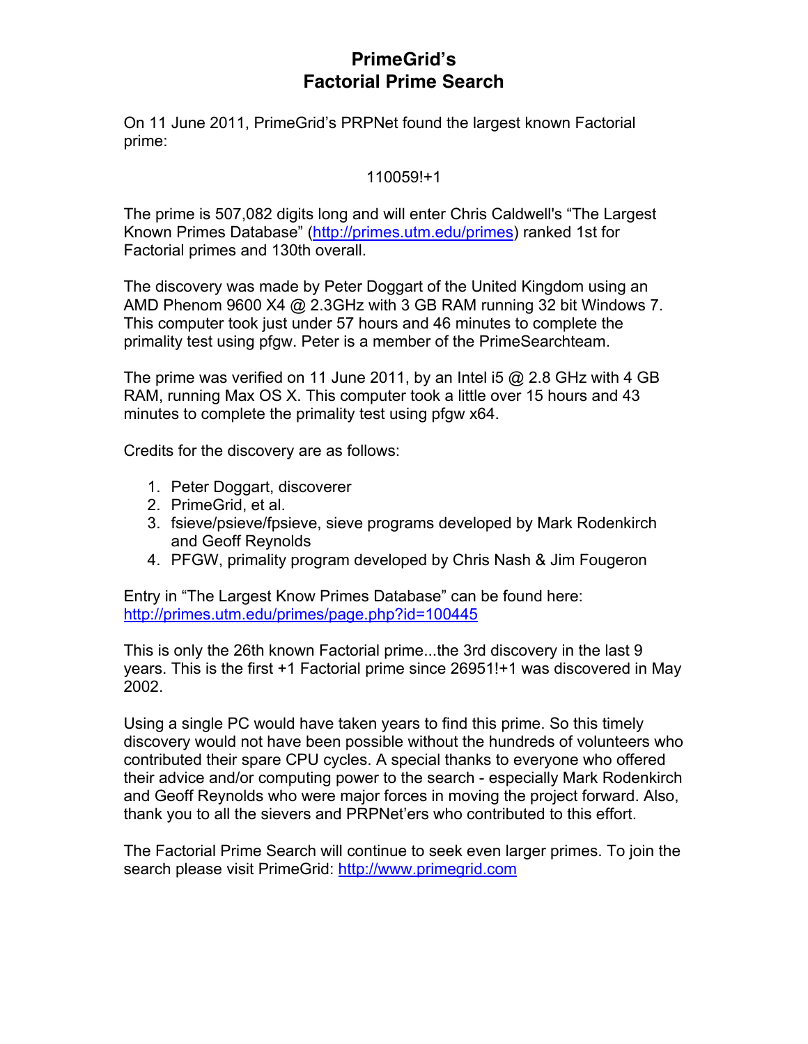# PrimeGrid's
# Factorial Prime Search

On 11 June 2011, PrimeGrid's PRPNet found the largest known Factorial prime:

110059!+1

The prime is 507,082 digits long and will enter Chris Caldwell's "The Largest Known Primes Database" (http://primes.utm.edu/primes) ranked 1st for Factorial primes and 130th overall.

The discovery was made by Peter Doggart of the United Kingdom using an AMD Phenom 9600 X4 @ 2.3GHz with 3 GB RAM running 32 bit Windows 7. This computer took just under 57 hours and 46 minutes to complete the primality test using pfgw. Peter is a member of the PrimeSearchteam.

The prime was verified on 11 June 2011, by an Intel i5 @ 2.8 GHz with 4 GB RAM, running Max OS X. This computer took a little over 15 hours and 43 minutes to complete the primality test using pfgw x64.

Credits for the discovery are as follows:

1. Peter Doggart, discoverer
2. PrimeGrid, et al.
3. fsieve/psieve/fpsieve, sieve programs developed by Mark Rodenkirch and Geoff Reynolds
4. PFGW, primality program developed by Chris Nash & Jim Fougeron

Entry in "The Largest Know Primes Database" can be found here: http://primes.utm.edu/primes/page.php?id=100445

This is only the 26th known Factorial prime...the 3rd discovery in the last 9 years. This is the first +1 Factorial prime since 26951!+1 was discovered in May 2002.

Using a single PC would have taken years to find this prime. So this timely discovery would not have been possible without the hundreds of volunteers who contributed their spare CPU cycles. A special thanks to everyone who offered their advice and/or computing power to the search - especially Mark Rodenkirch and Geoff Reynolds who were major forces in moving the project forward. Also, thank you to all the sievers and PRPNet'ers who contributed to this effort.

The Factorial Prime Search will continue to seek even larger primes. To join the search please visit PrimeGrid: http://www.primegrid.com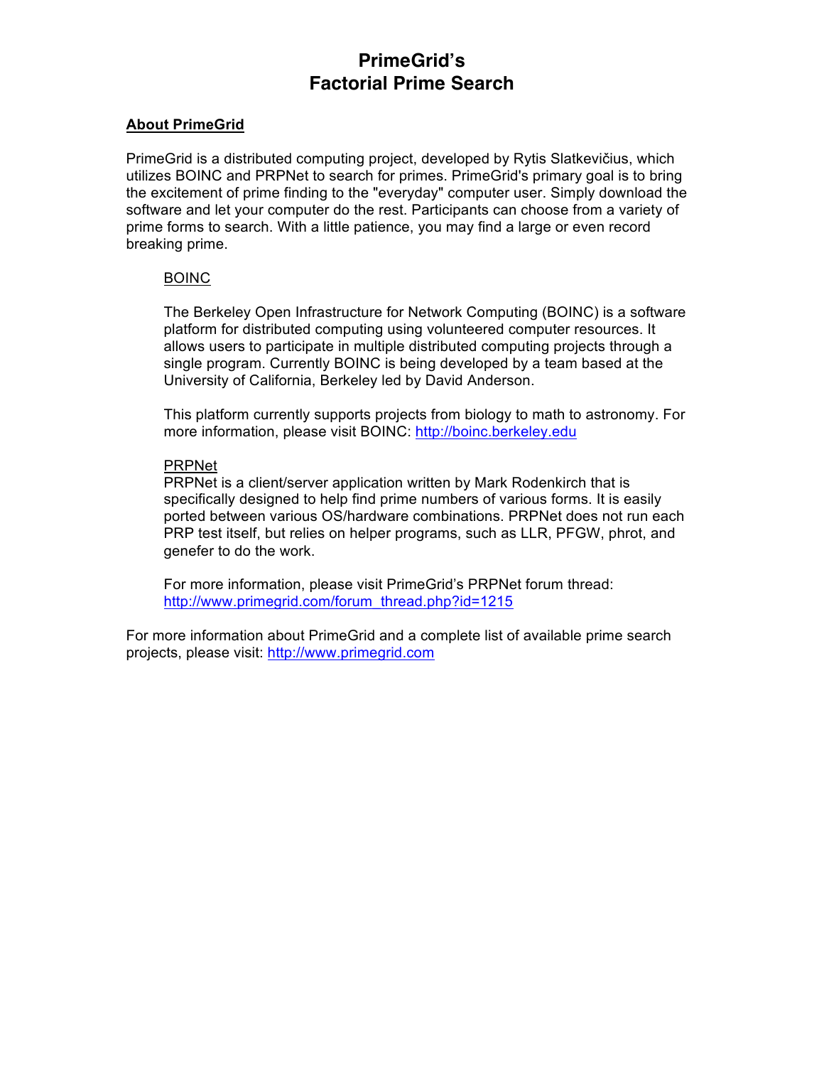# PrimeGrid's Factorial Prime Search

## About PrimeGrid

PrimeGrid is a distributed computing project, developed by Rytis Slatkevičius, which utilizes BOINC and PRPNet to search for primes. PrimeGrid's primary goal is to bring the excitement of prime finding to the "everyday" computer user. Simply download the software and let your computer do the rest. Participants can choose from a variety of prime forms to search. With a little patience, you may find a large or even record breaking prime.

### BOINC

The Berkeley Open Infrastructure for Network Computing (BOINC) is a software platform for distributed computing using volunteered computer resources. It allows users to participate in multiple distributed computing projects through a single program. Currently BOINC is being developed by a team based at the University of California, Berkeley led by David Anderson.

This platform currently supports projects from biology to math to astronomy. For more information, please visit BOINC: [http://boinc.berkeley.edu](http://boinc.berkeley.edu)

### PRPNet

PRPNet is a client/server application written by Mark Rodenkirch that is specifically designed to help find prime numbers of various forms. It is easily ported between various OS/hardware combinations. PRPNet does not run each PRP test itself, but relies on helper programs, such as LLR, PFGW, phrot, and genefer to do the work.

For more information, please visit PrimeGrid's PRPNet forum thread: [http://www.primegrid.com/forum_thread.php?id=1215](http://www.primegrid.com/forum_thread.php?id=1215)

For more information about PrimeGrid and a complete list of available prime search projects, please visit: [http://www.primegrid.com](http://www.primegrid.com)